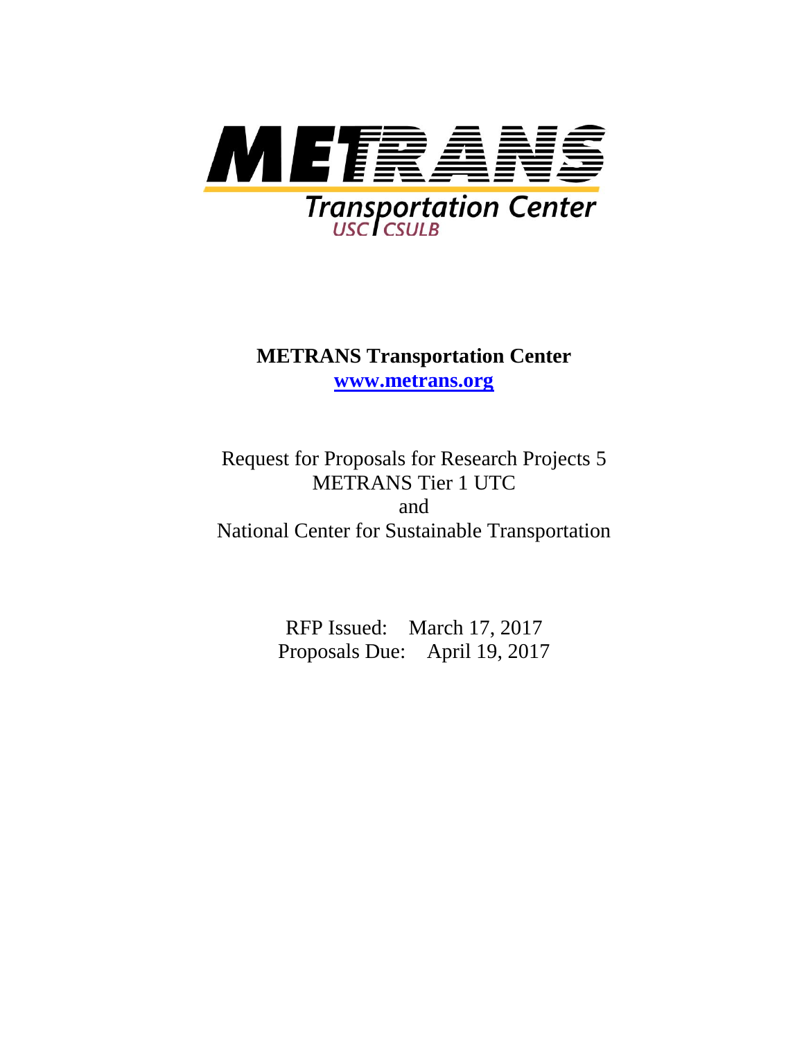**METRANS**

*Transportation Center*
*USC | CSULB*

# METRANS Transportation Center

**[www.metrans.org](http://www.metrans.org)**

Request for Proposals for Research Projects 5
METRANS Tier 1 UTC
and
National Center for Sustainable Transportation

RFP Issued: March 17, 2017
Proposals Due: April 19, 2017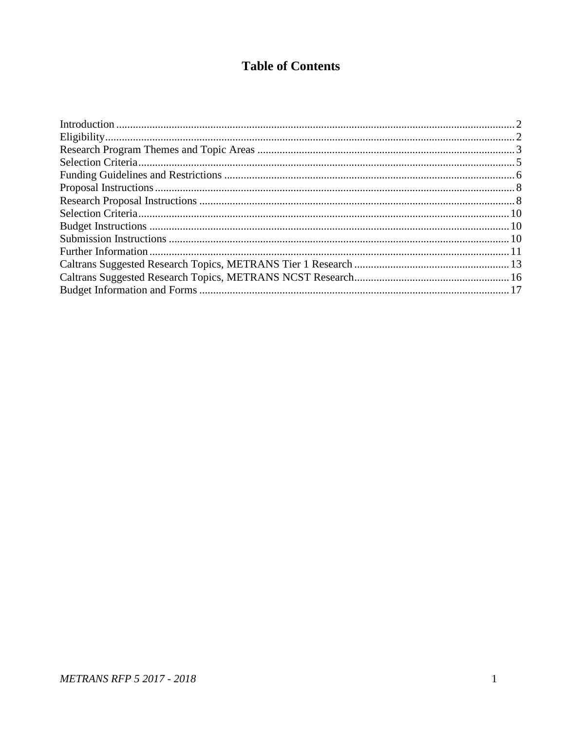# Table of Contents

| | |
|---|---|
| Introduction | 2 |
| Eligibility | 2 |
| Research Program Themes and Topic Areas | 3 |
| Selection Criteria | 5 |
| Funding Guidelines and Restrictions | 6 |
| Proposal Instructions | 8 |
| Research Proposal Instructions | 8 |
| Selection Criteria | 10 |
| Budget Instructions | 10 |
| Submission Instructions | 10 |
| Further Information | 11 |
| Caltrans Suggested Research Topics, METRANS Tier 1 Research | 13 |
| Caltrans Suggested Research Topics, METRANS NCST Research | 16 |
| Budget Information and Forms | 17 |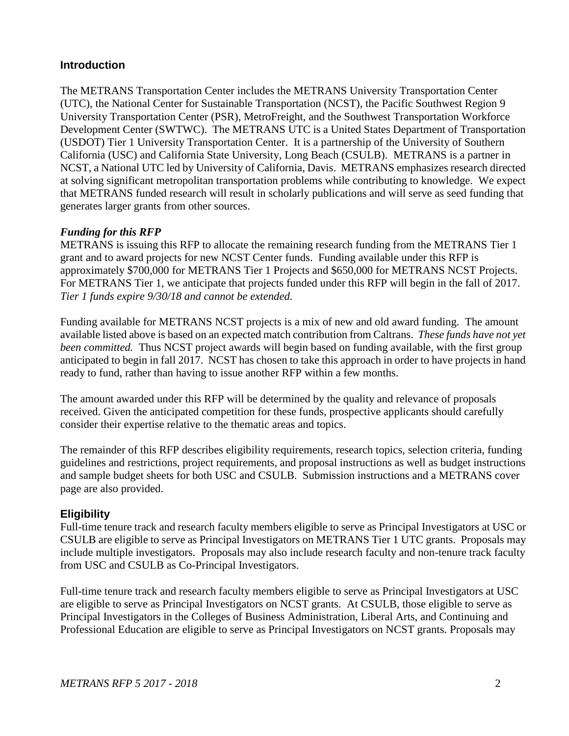## Introduction

The METRANS Transportation Center includes the METRANS University Transportation Center (UTC), the National Center for Sustainable Transportation (NCST), the Pacific Southwest Region 9 University Transportation Center (PSR), MetroFreight, and the Southwest Transportation Workforce Development Center (SWTWC). The METRANS UTC is a United States Department of Transportation (USDOT) Tier 1 University Transportation Center. It is a partnership of the University of Southern California (USC) and California State University, Long Beach (CSULB). METRANS is a partner in NCST, a National UTC led by University of California, Davis. METRANS emphasizes research directed at solving significant metropolitan transportation problems while contributing to knowledge. We expect that METRANS funded research will result in scholarly publications and will serve as seed funding that generates larger grants from other sources.

### *Funding for this RFP*

METRANS is issuing this RFP to allocate the remaining research funding from the METRANS Tier 1 grant and to award projects for new NCST Center funds. Funding available under this RFP is approximately $700,000 for METRANS Tier 1 Projects and $650,000 for METRANS NCST Projects. For METRANS Tier 1, we anticipate that projects funded under this RFP will begin in the fall of 2017. *Tier 1 funds expire 9/30/18 and cannot be extended.*

Funding available for METRANS NCST projects is a mix of new and old award funding. The amount available listed above is based on an expected match contribution from Caltrans. *These funds have not yet been committed.* Thus NCST project awards will begin based on funding available, with the first group anticipated to begin in fall 2017. NCST has chosen to take this approach in order to have projects in hand ready to fund, rather than having to issue another RFP within a few months.

The amount awarded under this RFP will be determined by the quality and relevance of proposals received. Given the anticipated competition for these funds, prospective applicants should carefully consider their expertise relative to the thematic areas and topics.

The remainder of this RFP describes eligibility requirements, research topics, selection criteria, funding guidelines and restrictions, project requirements, and proposal instructions as well as budget instructions and sample budget sheets for both USC and CSULB. Submission instructions and a METRANS cover page are also provided.

## Eligibility

Full-time tenure track and research faculty members eligible to serve as Principal Investigators at USC or CSULB are eligible to serve as Principal Investigators on METRANS Tier 1 UTC grants. Proposals may include multiple investigators. Proposals may also include research faculty and non-tenure track faculty from USC and CSULB as Co-Principal Investigators.

Full-time tenure track and research faculty members eligible to serve as Principal Investigators at USC are eligible to serve as Principal Investigators on NCST grants. At CSULB, those eligible to serve as Principal Investigators in the Colleges of Business Administration, Liberal Arts, and Continuing and Professional Education are eligible to serve as Principal Investigators on NCST grants. Proposals may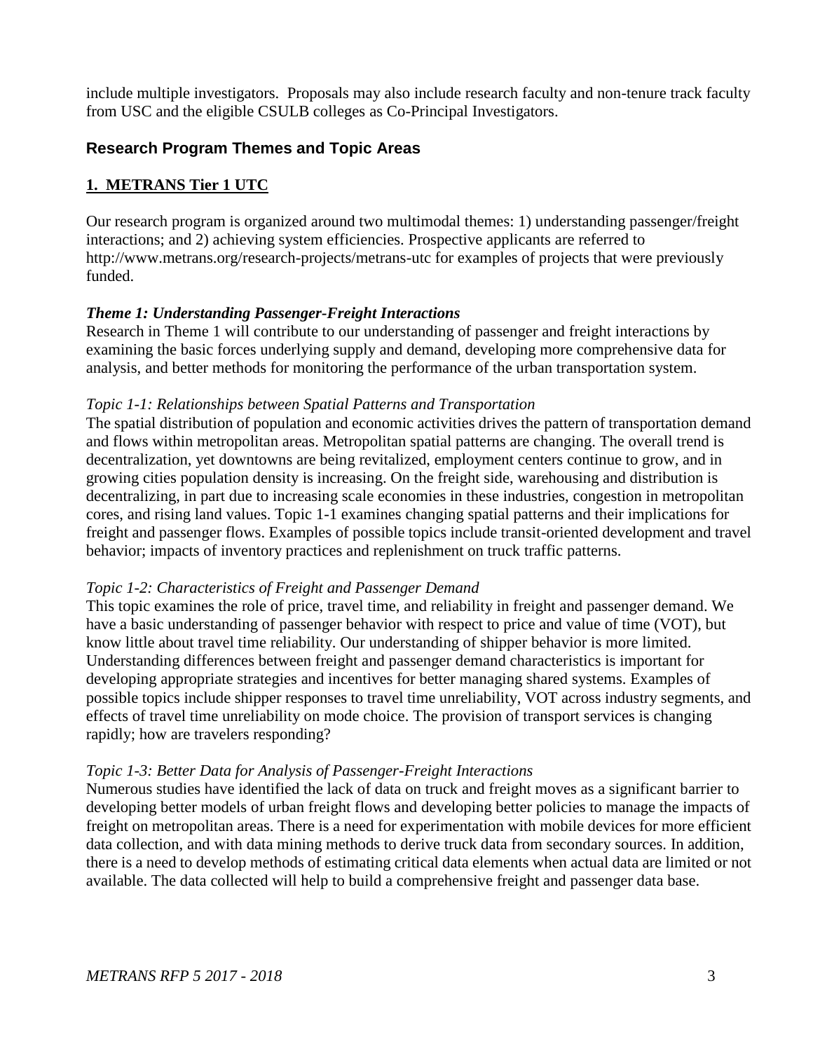include multiple investigators. Proposals may also include research faculty and non-tenure track faculty from USC and the eligible CSULB colleges as Co-Principal Investigators.

## Research Program Themes and Topic Areas

### 1. METRANS Tier 1 UTC

Our research program is organized around two multimodal themes: 1) understanding passenger/freight interactions; and 2) achieving system efficiencies. Prospective applicants are referred to http://www.metrans.org/research-projects/metrans-utc for examples of projects that were previously funded.

***Theme 1: Understanding Passenger-Freight Interactions***

Research in Theme 1 will contribute to our understanding of passenger and freight interactions by examining the basic forces underlying supply and demand, developing more comprehensive data for analysis, and better methods for monitoring the performance of the urban transportation system.

*Topic 1-1: Relationships between Spatial Patterns and Transportation*

The spatial distribution of population and economic activities drives the pattern of transportation demand and flows within metropolitan areas. Metropolitan spatial patterns are changing. The overall trend is decentralization, yet downtowns are being revitalized, employment centers continue to grow, and in growing cities population density is increasing. On the freight side, warehousing and distribution is decentralizing, in part due to increasing scale economies in these industries, congestion in metropolitan cores, and rising land values. Topic 1-1 examines changing spatial patterns and their implications for freight and passenger flows. Examples of possible topics include transit-oriented development and travel behavior; impacts of inventory practices and replenishment on truck traffic patterns.

*Topic 1-2: Characteristics of Freight and Passenger Demand*

This topic examines the role of price, travel time, and reliability in freight and passenger demand. We have a basic understanding of passenger behavior with respect to price and value of time (VOT), but know little about travel time reliability. Our understanding of shipper behavior is more limited. Understanding differences between freight and passenger demand characteristics is important for developing appropriate strategies and incentives for better managing shared systems. Examples of possible topics include shipper responses to travel time unreliability, VOT across industry segments, and effects of travel time unreliability on mode choice. The provision of transport services is changing rapidly; how are travelers responding?

*Topic 1-3: Better Data for Analysis of Passenger-Freight Interactions*

Numerous studies have identified the lack of data on truck and freight moves as a significant barrier to developing better models of urban freight flows and developing better policies to manage the impacts of freight on metropolitan areas. There is a need for experimentation with mobile devices for more efficient data collection, and with data mining methods to derive truck data from secondary sources. In addition, there is a need to develop methods of estimating critical data elements when actual data are limited or not available. The data collected will help to build a comprehensive freight and passenger data base.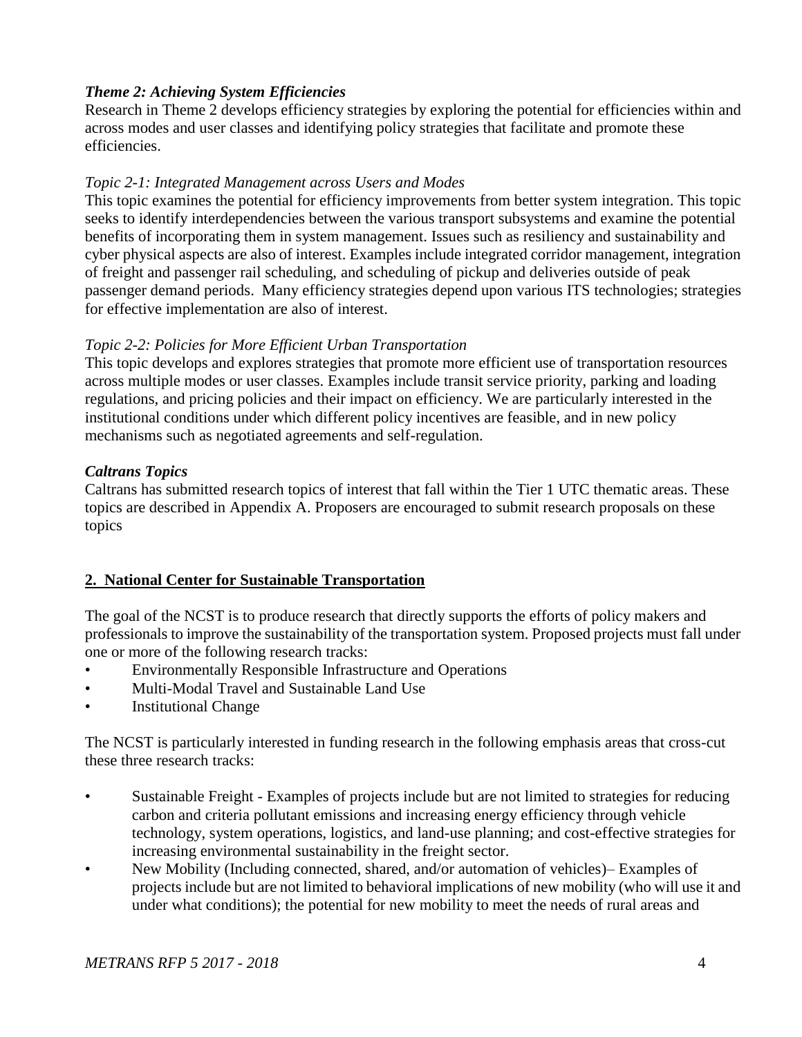### *Theme 2: Achieving System Efficiencies*

Research in Theme 2 develops efficiency strategies by exploring the potential for efficiencies within and across modes and user classes and identifying policy strategies that facilitate and promote these efficiencies.

*Topic 2-1: Integrated Management across Users and Modes*

This topic examines the potential for efficiency improvements from better system integration. This topic seeks to identify interdependencies between the various transport subsystems and examine the potential benefits of incorporating them in system management. Issues such as resiliency and sustainability and cyber physical aspects are also of interest. Examples include integrated corridor management, integration of freight and passenger rail scheduling, and scheduling of pickup and deliveries outside of peak passenger demand periods. Many efficiency strategies depend upon various ITS technologies; strategies for effective implementation are also of interest.

*Topic 2-2: Policies for More Efficient Urban Transportation*

This topic develops and explores strategies that promote more efficient use of transportation resources across multiple modes or user classes. Examples include transit service priority, parking and loading regulations, and pricing policies and their impact on efficiency. We are particularly interested in the institutional conditions under which different policy incentives are feasible, and in new policy mechanisms such as negotiated agreements and self-regulation.

### *Caltrans Topics*

Caltrans has submitted research topics of interest that fall within the Tier 1 UTC thematic areas. These topics are described in Appendix A. Proposers are encouraged to submit research proposals on these topics

## 2. National Center for Sustainable Transportation

The goal of the NCST is to produce research that directly supports the efforts of policy makers and professionals to improve the sustainability of the transportation system. Proposed projects must fall under one or more of the following research tracks:

- Environmentally Responsible Infrastructure and Operations
- Multi-Modal Travel and Sustainable Land Use
- Institutional Change

The NCST is particularly interested in funding research in the following emphasis areas that cross-cut these three research tracks:

- Sustainable Freight - Examples of projects include but are not limited to strategies for reducing carbon and criteria pollutant emissions and increasing energy efficiency through vehicle technology, system operations, logistics, and land-use planning; and cost-effective strategies for increasing environmental sustainability in the freight sector.
- New Mobility (Including connected, shared, and/or automation of vehicles)– Examples of projects include but are not limited to behavioral implications of new mobility (who will use it and under what conditions); the potential for new mobility to meet the needs of rural areas and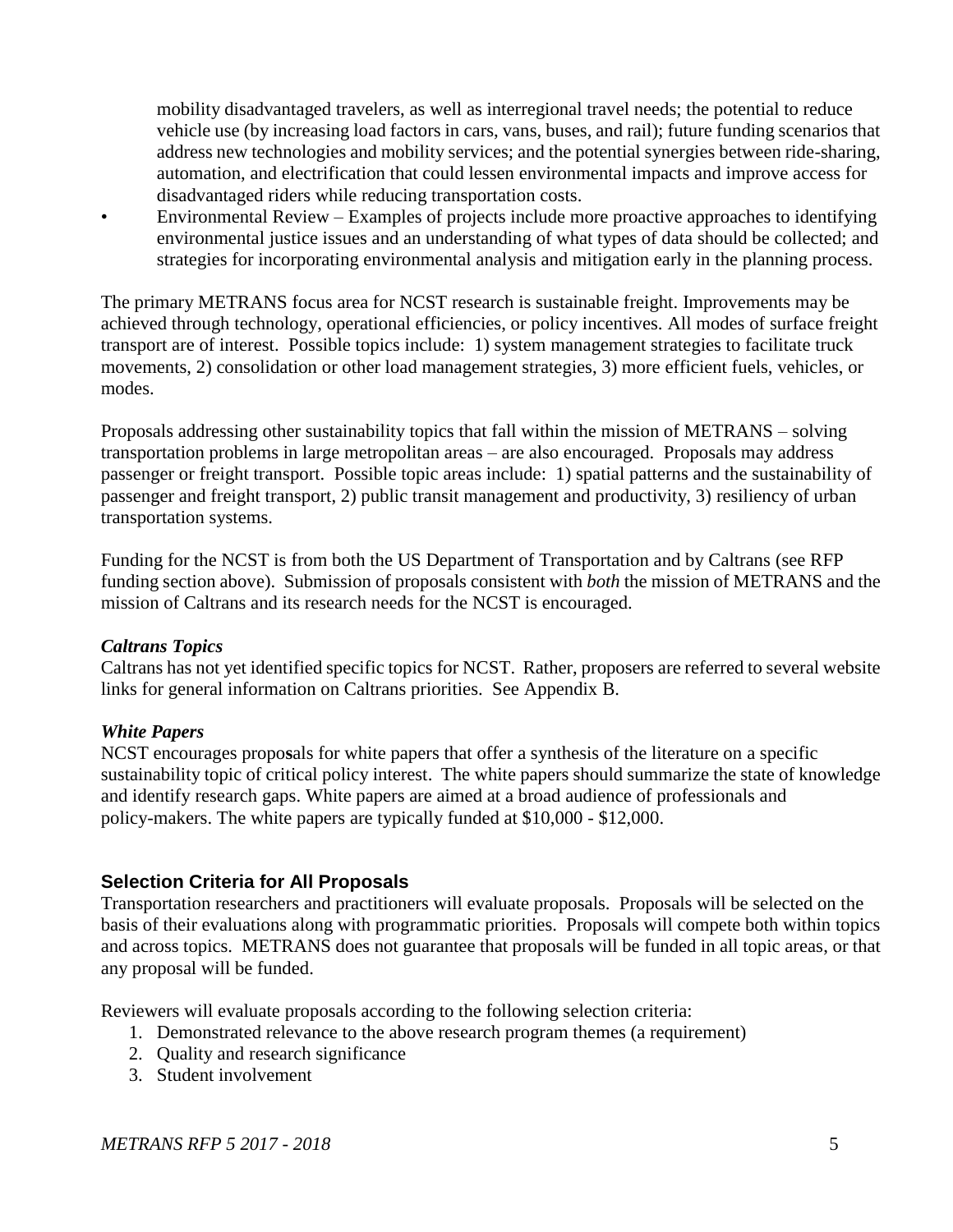mobility disadvantaged travelers, as well as interregional travel needs; the potential to reduce vehicle use (by increasing load factors in cars, vans, buses, and rail); future funding scenarios that address new technologies and mobility services; and the potential synergies between ride-sharing, automation, and electrification that could lessen environmental impacts and improve access for disadvantaged riders while reducing transportation costs.

- Environmental Review – Examples of projects include more proactive approaches to identifying environmental justice issues and an understanding of what types of data should be collected; and strategies for incorporating environmental analysis and mitigation early in the planning process.

The primary METRANS focus area for NCST research is sustainable freight. Improvements may be achieved through technology, operational efficiencies, or policy incentives. All modes of surface freight transport are of interest. Possible topics include: 1) system management strategies to facilitate truck movements, 2) consolidation or other load management strategies, 3) more efficient fuels, vehicles, or modes.

Proposals addressing other sustainability topics that fall within the mission of METRANS – solving transportation problems in large metropolitan areas – are also encouraged. Proposals may address passenger or freight transport. Possible topic areas include: 1) spatial patterns and the sustainability of passenger and freight transport, 2) public transit management and productivity, 3) resiliency of urban transportation systems.

Funding for the NCST is from both the US Department of Transportation and by Caltrans (see RFP funding section above). Submission of proposals consistent with *both* the mission of METRANS and the mission of Caltrans and its research needs for the NCST is encouraged.

***Caltrans Topics***

Caltrans has not yet identified specific topics for NCST. Rather, proposers are referred to several website links for general information on Caltrans priorities. See Appendix B.

***White Papers***

NCST encourages proposals for white papers that offer a synthesis of the literature on a specific sustainability topic of critical policy interest. The white papers should summarize the state of knowledge and identify research gaps. White papers are aimed at a broad audience of professionals and policy-makers. The white papers are typically funded at $10,000 - $12,000.

## Selection Criteria for All Proposals

Transportation researchers and practitioners will evaluate proposals. Proposals will be selected on the basis of their evaluations along with programmatic priorities. Proposals will compete both within topics and across topics. METRANS does not guarantee that proposals will be funded in all topic areas, or that any proposal will be funded.

Reviewers will evaluate proposals according to the following selection criteria:

1. Demonstrated relevance to the above research program themes (a requirement)
2. Quality and research significance
3. Student involvement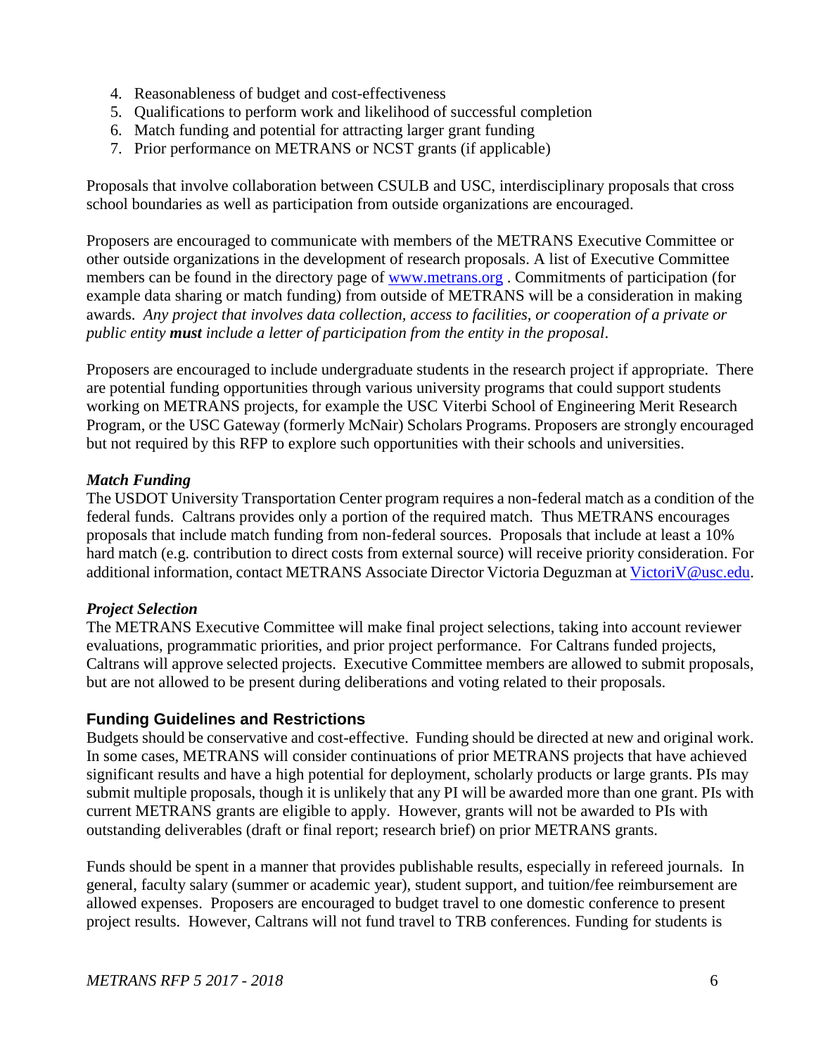4. Reasonableness of budget and cost-effectiveness
5. Qualifications to perform work and likelihood of successful completion
6. Match funding and potential for attracting larger grant funding
7. Prior performance on METRANS or NCST grants (if applicable)

Proposals that involve collaboration between CSULB and USC, interdisciplinary proposals that cross school boundaries as well as participation from outside organizations are encouraged.

Proposers are encouraged to communicate with members of the METRANS Executive Committee or other outside organizations in the development of research proposals. A list of Executive Committee members can be found in the directory page of [www.metrans.org](http://www.metrans.org) . Commitments of participation (for example data sharing or match funding) from outside of METRANS will be a consideration in making awards. *Any project that involves data collection, access to facilities, or cooperation of a private or public entity **must** include a letter of participation from the entity in the proposal*.

Proposers are encouraged to include undergraduate students in the research project if appropriate. There are potential funding opportunities through various university programs that could support students working on METRANS projects, for example the USC Viterbi School of Engineering Merit Research Program, or the USC Gateway (formerly McNair) Scholars Programs. Proposers are strongly encouraged but not required by this RFP to explore such opportunities with their schools and universities.

***Match Funding***

The USDOT University Transportation Center program requires a non-federal match as a condition of the federal funds. Caltrans provides only a portion of the required match. Thus METRANS encourages proposals that include match funding from non-federal sources. Proposals that include at least a 10% hard match (e.g. contribution to direct costs from external source) will receive priority consideration. For additional information, contact METRANS Associate Director Victoria Deguzman at [VictoriV@usc.edu](mailto:VictoriV@usc.edu).

***Project Selection***

The METRANS Executive Committee will make final project selections, taking into account reviewer evaluations, programmatic priorities, and prior project performance. For Caltrans funded projects, Caltrans will approve selected projects. Executive Committee members are allowed to submit proposals, but are not allowed to be present during deliberations and voting related to their proposals.

## Funding Guidelines and Restrictions

Budgets should be conservative and cost-effective. Funding should be directed at new and original work. In some cases, METRANS will consider continuations of prior METRANS projects that have achieved significant results and have a high potential for deployment, scholarly products or large grants. PIs may submit multiple proposals, though it is unlikely that any PI will be awarded more than one grant. PIs with current METRANS grants are eligible to apply. However, grants will not be awarded to PIs with outstanding deliverables (draft or final report; research brief) on prior METRANS grants.

Funds should be spent in a manner that provides publishable results, especially in refereed journals. In general, faculty salary (summer or academic year), student support, and tuition/fee reimbursement are allowed expenses. Proposers are encouraged to budget travel to one domestic conference to present project results. However, Caltrans will not fund travel to TRB conferences. Funding for students is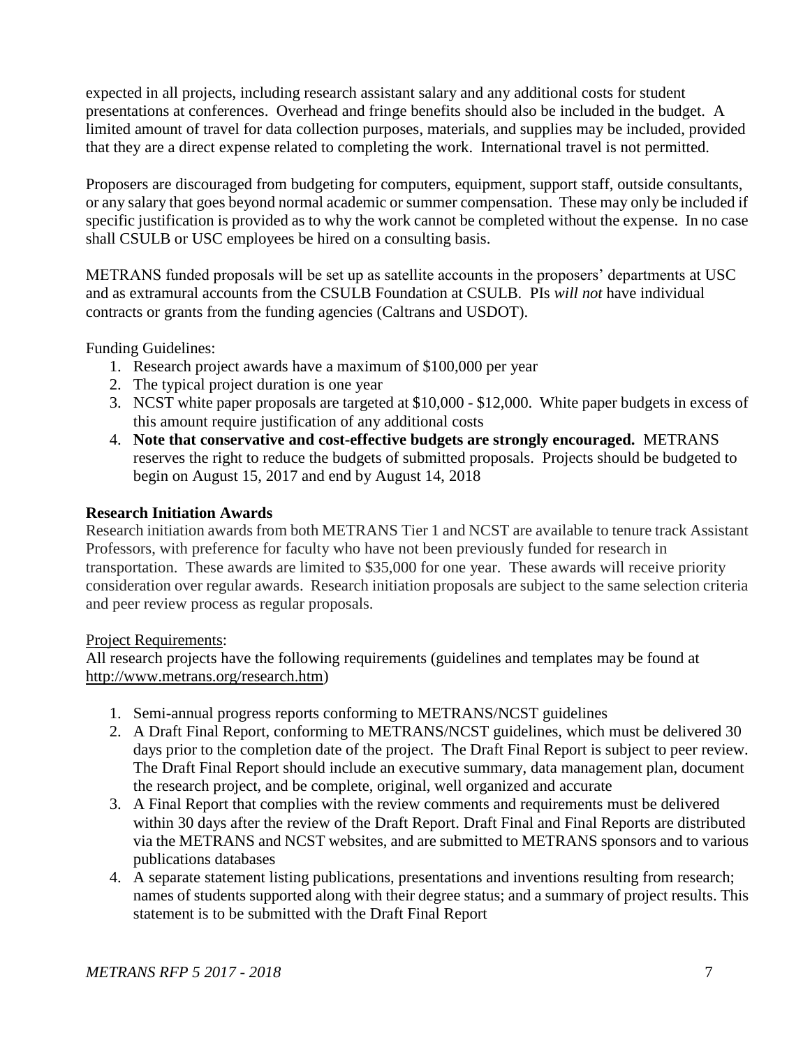expected in all projects, including research assistant salary and any additional costs for student presentations at conferences. Overhead and fringe benefits should also be included in the budget. A limited amount of travel for data collection purposes, materials, and supplies may be included, provided that they are a direct expense related to completing the work. International travel is not permitted.

Proposers are discouraged from budgeting for computers, equipment, support staff, outside consultants, or any salary that goes beyond normal academic or summer compensation. These may only be included if specific justification is provided as to why the work cannot be completed without the expense. In no case shall CSULB or USC employees be hired on a consulting basis.

METRANS funded proposals will be set up as satellite accounts in the proposers' departments at USC and as extramural accounts from the CSULB Foundation at CSULB. PIs *will not* have individual contracts or grants from the funding agencies (Caltrans and USDOT).

Funding Guidelines:

1. Research project awards have a maximum of $100,000 per year
2. The typical project duration is one year
3. NCST white paper proposals are targeted at $10,000 - $12,000. White paper budgets in excess of this amount require justification of any additional costs
4. **Note that conservative and cost-effective budgets are strongly encouraged.** METRANS reserves the right to reduce the budgets of submitted proposals. Projects should be budgeted to begin on August 15, 2017 and end by August 14, 2018

**Research Initiation Awards**

Research initiation awards from both METRANS Tier 1 and NCST are available to tenure track Assistant Professors, with preference for faculty who have not been previously funded for research in transportation. These awards are limited to $35,000 for one year. These awards will receive priority consideration over regular awards. Research initiation proposals are subject to the same selection criteria and peer review process as regular proposals.

Project Requirements:

All research projects have the following requirements (guidelines and templates may be found at http://www.metrans.org/research.htm)

1. Semi-annual progress reports conforming to METRANS/NCST guidelines
2. A Draft Final Report, conforming to METRANS/NCST guidelines, which must be delivered 30 days prior to the completion date of the project. The Draft Final Report is subject to peer review. The Draft Final Report should include an executive summary, data management plan, document the research project, and be complete, original, well organized and accurate
3. A Final Report that complies with the review comments and requirements must be delivered within 30 days after the review of the Draft Report. Draft Final and Final Reports are distributed via the METRANS and NCST websites, and are submitted to METRANS sponsors and to various publications databases
4. A separate statement listing publications, presentations and inventions resulting from research; names of students supported along with their degree status; and a summary of project results. This statement is to be submitted with the Draft Final Report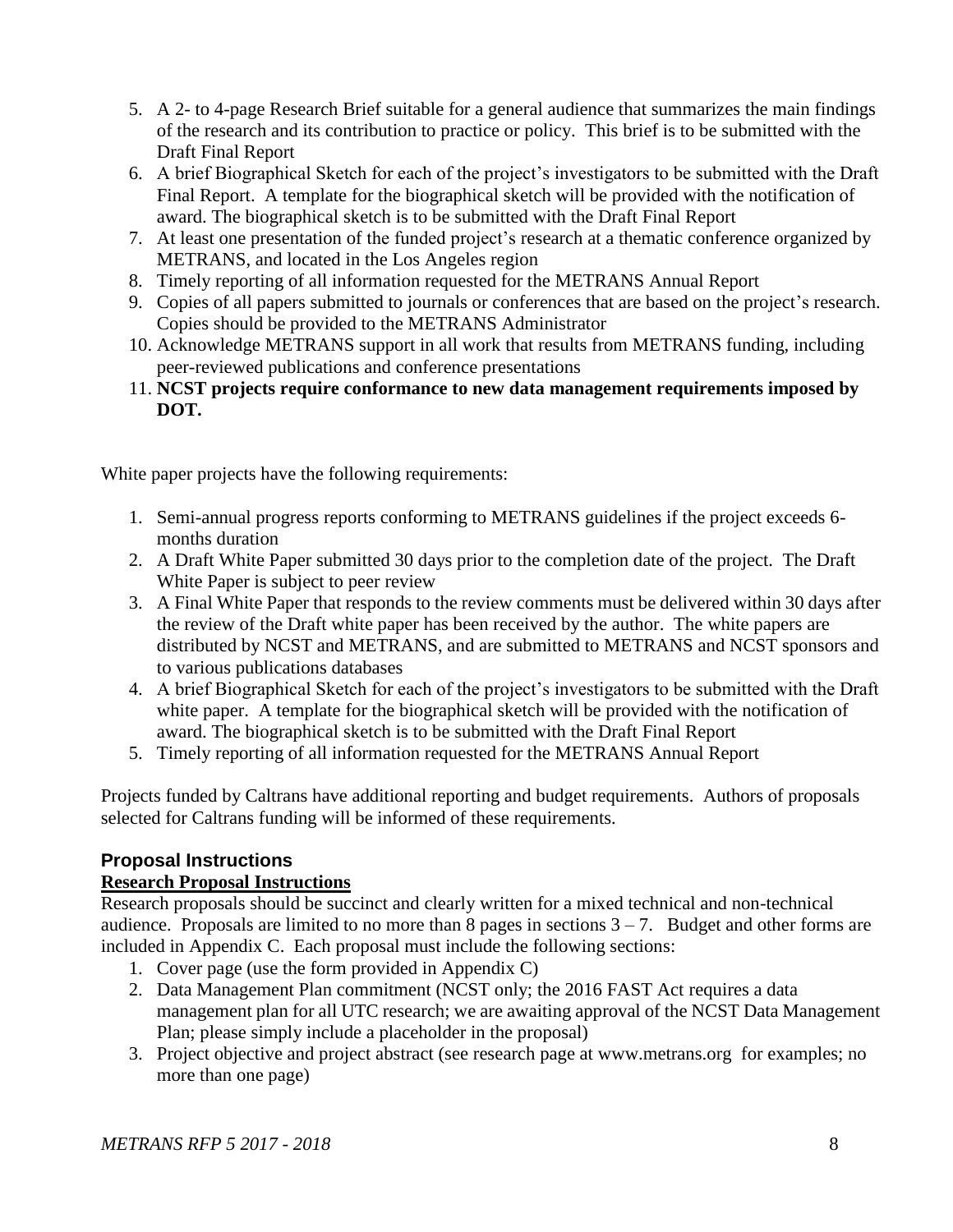5. A 2- to 4-page Research Brief suitable for a general audience that summarizes the main findings of the research and its contribution to practice or policy. This brief is to be submitted with the Draft Final Report
6. A brief Biographical Sketch for each of the project's investigators to be submitted with the Draft Final Report. A template for the biographical sketch will be provided with the notification of award. The biographical sketch is to be submitted with the Draft Final Report
7. At least one presentation of the funded project's research at a thematic conference organized by METRANS, and located in the Los Angeles region
8. Timely reporting of all information requested for the METRANS Annual Report
9. Copies of all papers submitted to journals or conferences that are based on the project's research. Copies should be provided to the METRANS Administrator
10. Acknowledge METRANS support in all work that results from METRANS funding, including peer-reviewed publications and conference presentations
11. **NCST projects require conformance to new data management requirements imposed by DOT.**

White paper projects have the following requirements:

1. Semi-annual progress reports conforming to METRANS guidelines if the project exceeds 6-months duration
2. A Draft White Paper submitted 30 days prior to the completion date of the project. The Draft White Paper is subject to peer review
3. A Final White Paper that responds to the review comments must be delivered within 30 days after the review of the Draft white paper has been received by the author. The white papers are distributed by NCST and METRANS, and are submitted to METRANS and NCST sponsors and to various publications databases
4. A brief Biographical Sketch for each of the project's investigators to be submitted with the Draft white paper. A template for the biographical sketch will be provided with the notification of award. The biographical sketch is to be submitted with the Draft Final Report
5. Timely reporting of all information requested for the METRANS Annual Report

Projects funded by Caltrans have additional reporting and budget requirements. Authors of proposals selected for Caltrans funding will be informed of these requirements.

## Proposal Instructions

### Research Proposal Instructions

Research proposals should be succinct and clearly written for a mixed technical and non-technical audience. Proposals are limited to no more than 8 pages in sections 3 – 7. Budget and other forms are included in Appendix C. Each proposal must include the following sections:

1. Cover page (use the form provided in Appendix C)
2. Data Management Plan commitment (NCST only; the 2016 FAST Act requires a data management plan for all UTC research; we are awaiting approval of the NCST Data Management Plan; please simply include a placeholder in the proposal)
3. Project objective and project abstract (see research page at www.metrans.org for examples; no more than one page)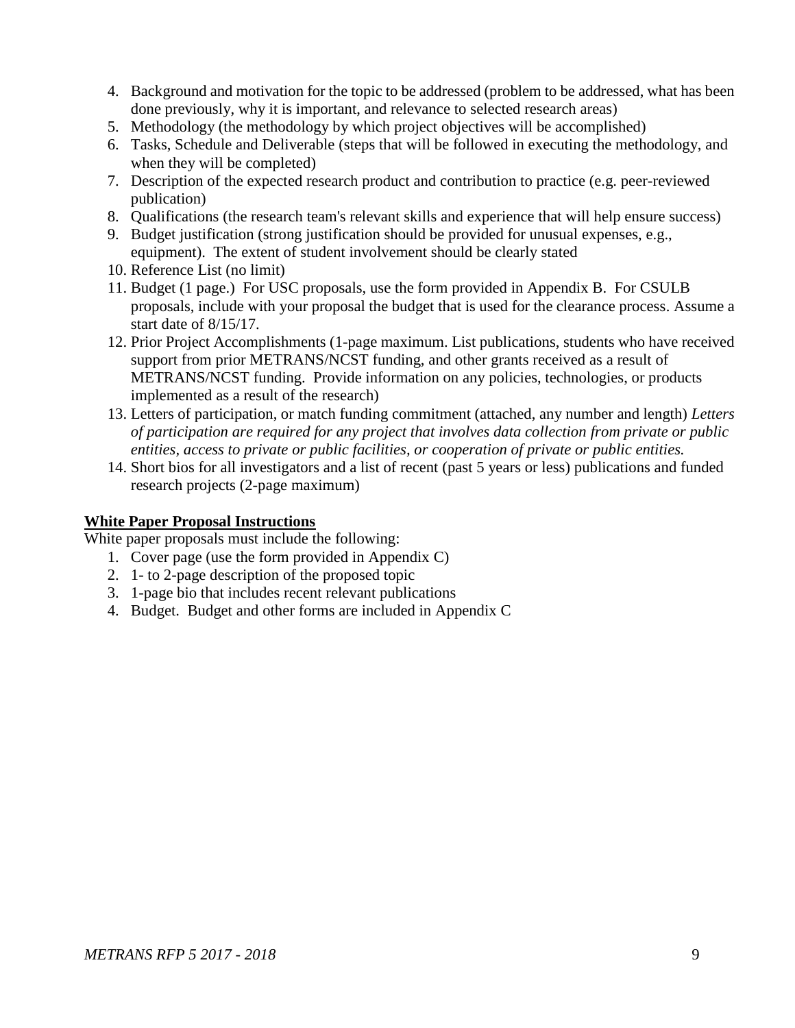4. Background and motivation for the topic to be addressed (problem to be addressed, what has been done previously, why it is important, and relevance to selected research areas)
5. Methodology (the methodology by which project objectives will be accomplished)
6. Tasks, Schedule and Deliverable (steps that will be followed in executing the methodology, and when they will be completed)
7. Description of the expected research product and contribution to practice (e.g. peer-reviewed publication)
8. Qualifications (the research team's relevant skills and experience that will help ensure success)
9. Budget justification (strong justification should be provided for unusual expenses, e.g., equipment). The extent of student involvement should be clearly stated
10. Reference List (no limit)
11. Budget (1 page.) For USC proposals, use the form provided in Appendix B. For CSULB proposals, include with your proposal the budget that is used for the clearance process. Assume a start date of 8/15/17.
12. Prior Project Accomplishments (1-page maximum. List publications, students who have received support from prior METRANS/NCST funding, and other grants received as a result of METRANS/NCST funding. Provide information on any policies, technologies, or products implemented as a result of the research)
13. Letters of participation, or match funding commitment (attached, any number and length) *Letters of participation are required for any project that involves data collection from private or public entities, access to private or public facilities, or cooperation of private or public entities.*
14. Short bios for all investigators and a list of recent (past 5 years or less) publications and funded research projects (2-page maximum)

**White Paper Proposal Instructions**

White paper proposals must include the following:

1. Cover page (use the form provided in Appendix C)
2. 1- to 2-page description of the proposed topic
3. 1-page bio that includes recent relevant publications
4. Budget. Budget and other forms are included in Appendix C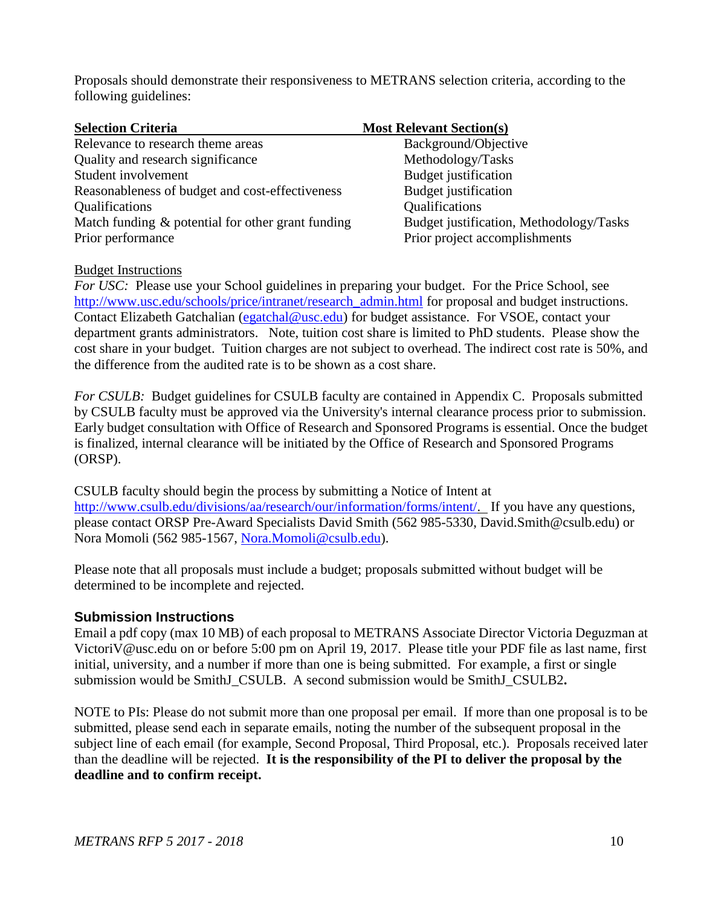Proposals should demonstrate their responsiveness to METRANS selection criteria, according to the following guidelines:

| Selection Criteria | Most Relevant Section(s) |
|---|---|
| Relevance to research theme areas | Background/Objective |
| Quality and research significance | Methodology/Tasks |
| Student involvement | Budget justification |
| Reasonableness of budget and cost-effectiveness | Budget justification |
| Qualifications | Qualifications |
| Match funding & potential for other grant funding | Budget justification, Methodology/Tasks |
| Prior performance | Prior project accomplishments |

Budget Instructions

*For USC:* Please use your School guidelines in preparing your budget. For the Price School, see http://www.usc.edu/schools/price/intranet/research_admin.html for proposal and budget instructions. Contact Elizabeth Gatchalian (egatchal@usc.edu) for budget assistance. For VSOE, contact your department grants administrators. Note, tuition cost share is limited to PhD students. Please show the cost share in your budget. Tuition charges are not subject to overhead. The indirect cost rate is 50%, and the difference from the audited rate is to be shown as a cost share.

*For CSULB:* Budget guidelines for CSULB faculty are contained in Appendix C. Proposals submitted by CSULB faculty must be approved via the University's internal clearance process prior to submission. Early budget consultation with Office of Research and Sponsored Programs is essential. Once the budget is finalized, internal clearance will be initiated by the Office of Research and Sponsored Programs (ORSP).

CSULB faculty should begin the process by submitting a Notice of Intent at http://www.csulb.edu/divisions/aa/research/our/information/forms/intent/. If you have any questions, please contact ORSP Pre-Award Specialists David Smith (562 985-5330, David.Smith@csulb.edu) or Nora Momoli (562 985-1567, Nora.Momoli@csulb.edu).

Please note that all proposals must include a budget; proposals submitted without budget will be determined to be incomplete and rejected.

### Submission Instructions

Email a pdf copy (max 10 MB) of each proposal to METRANS Associate Director Victoria Deguzman at VictoriV@usc.edu on or before 5:00 pm on April 19, 2017. Please title your PDF file as last name, first initial, university, and a number if more than one is being submitted. For example, a first or single submission would be SmithJ_CSULB. A second submission would be SmithJ_CSULB2**.**

NOTE to PIs: Please do not submit more than one proposal per email. If more than one proposal is to be submitted, please send each in separate emails, noting the number of the subsequent proposal in the subject line of each email (for example, Second Proposal, Third Proposal, etc.). Proposals received later than the deadline will be rejected. **It is the responsibility of the PI to deliver the proposal by the deadline and to confirm receipt.**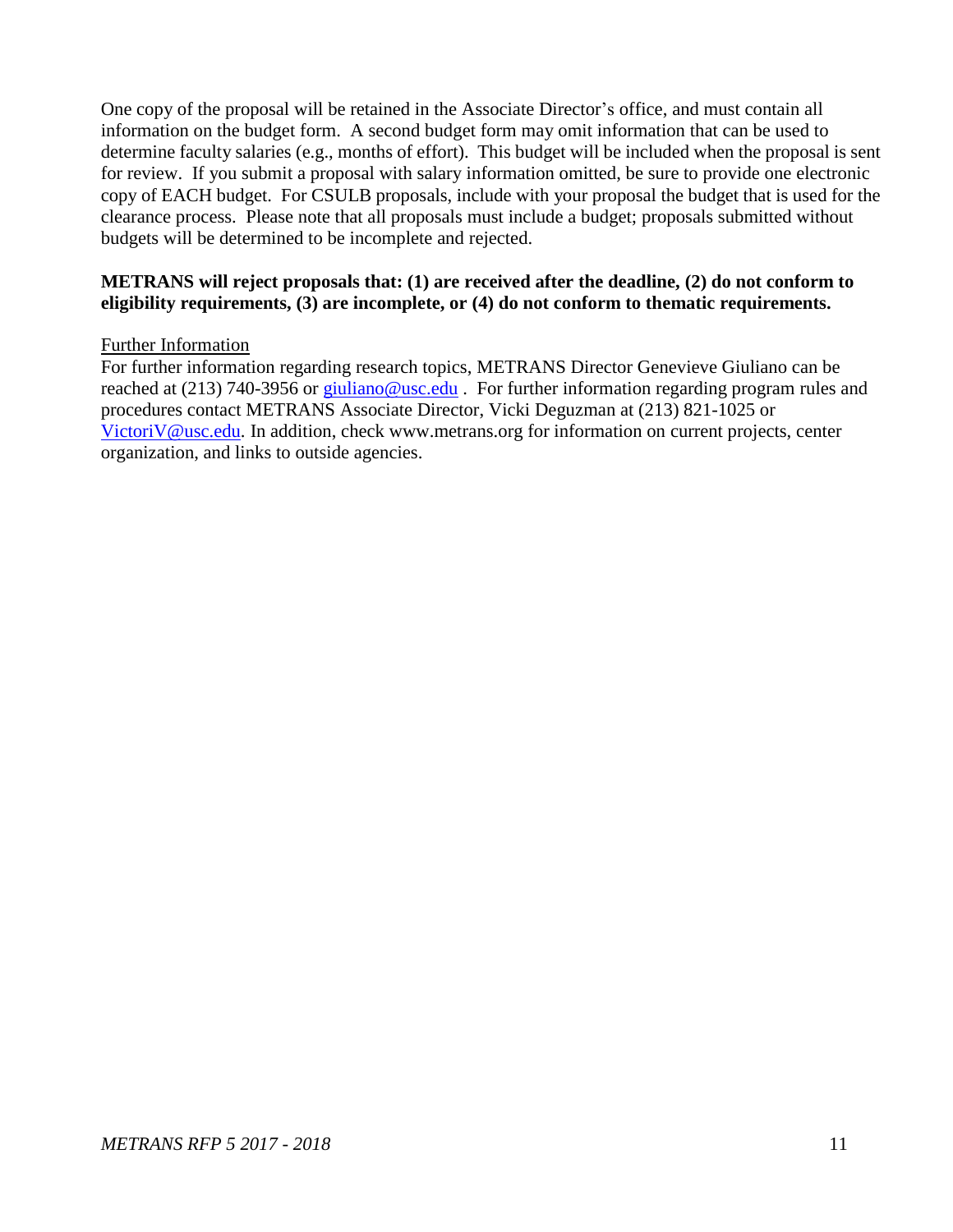One copy of the proposal will be retained in the Associate Director's office, and must contain all information on the budget form. A second budget form may omit information that can be used to determine faculty salaries (e.g., months of effort). This budget will be included when the proposal is sent for review. If you submit a proposal with salary information omitted, be sure to provide one electronic copy of EACH budget. For CSULB proposals, include with your proposal the budget that is used for the clearance process. Please note that all proposals must include a budget; proposals submitted without budgets will be determined to be incomplete and rejected.

**METRANS will reject proposals that: (1) are received after the deadline, (2) do not conform to eligibility requirements, (3) are incomplete, or (4) do not conform to thematic requirements.**

Further Information

For further information regarding research topics, METRANS Director Genevieve Giuliano can be reached at (213) 740-3956 or [giuliano@usc.edu](mailto:giuliano@usc.edu) . For further information regarding program rules and procedures contact METRANS Associate Director, Vicki Deguzman at (213) 821-1025 or [VictoriV@usc.edu](mailto:VictoriV@usc.edu). In addition, check www.metrans.org for information on current projects, center organization, and links to outside agencies.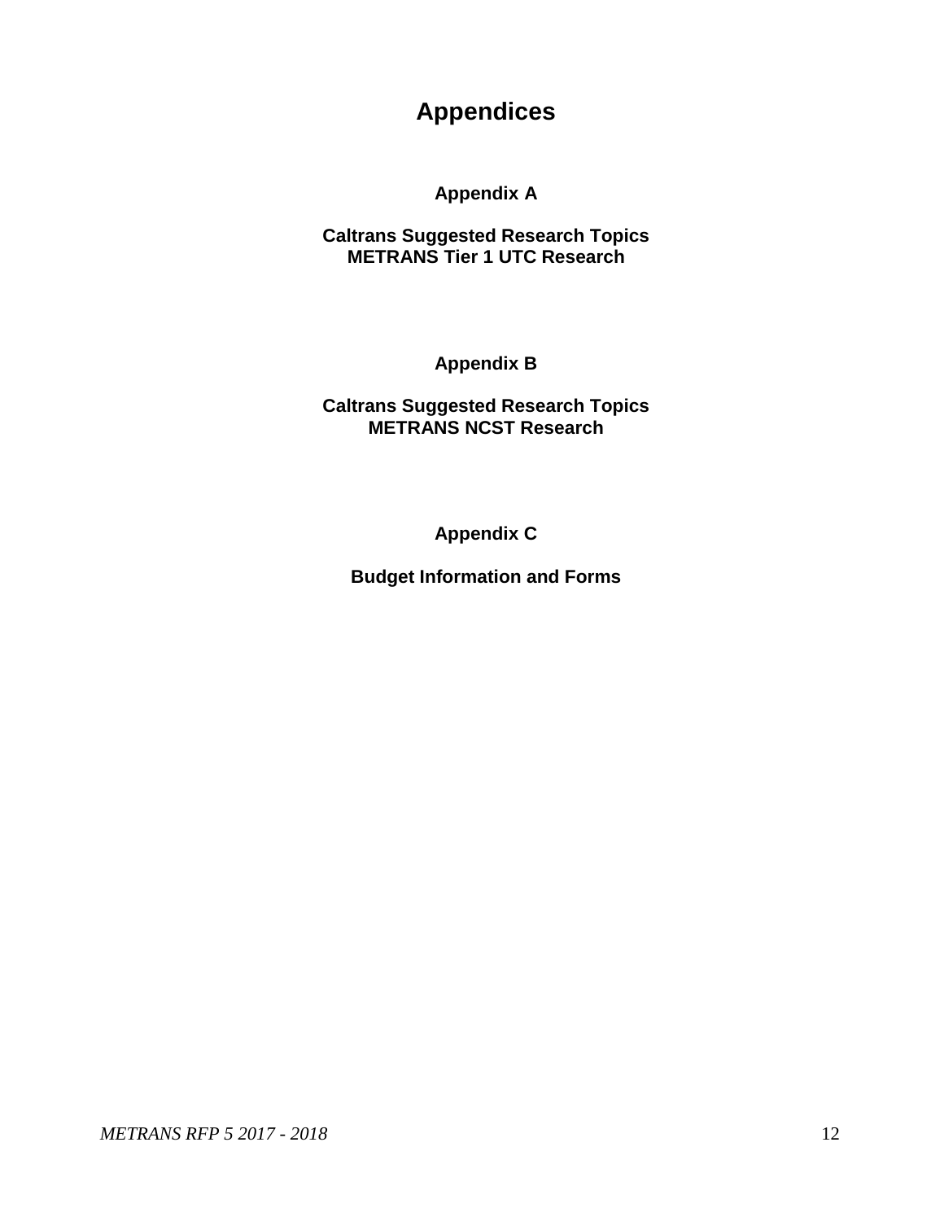# Appendices

## Appendix A

**Caltrans Suggested Research Topics**
**METRANS Tier 1 UTC Research**

## Appendix B

**Caltrans Suggested Research Topics**
**METRANS NCST Research**

## Appendix C

**Budget Information and Forms**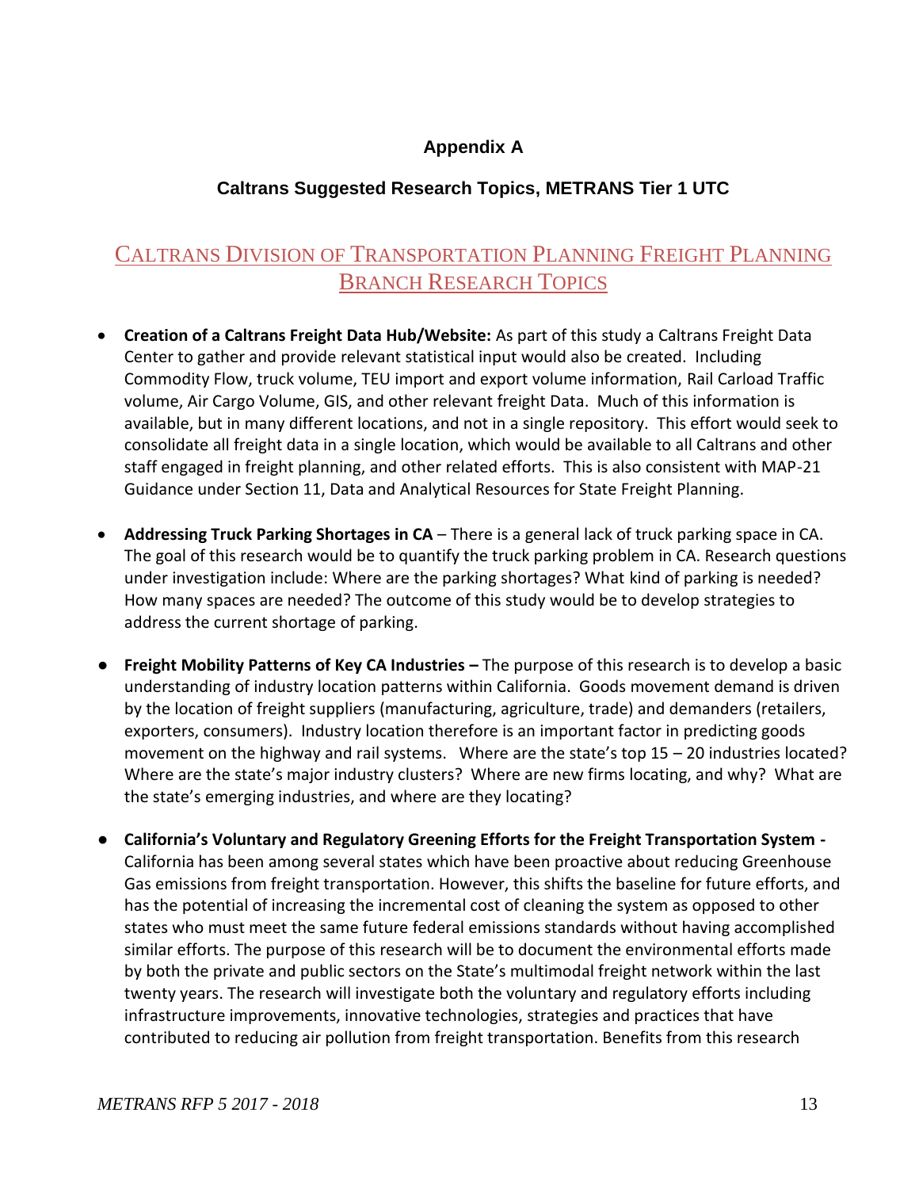# Appendix A

## Caltrans Suggested Research Topics, METRANS Tier 1 UTC

## CALTRANS DIVISION OF TRANSPORTATION PLANNING FREIGHT PLANNING BRANCH RESEARCH TOPICS

- **Creation of a Caltrans Freight Data Hub/Website:** As part of this study a Caltrans Freight Data Center to gather and provide relevant statistical input would also be created. Including Commodity Flow, truck volume, TEU import and export volume information, Rail Carload Traffic volume, Air Cargo Volume, GIS, and other relevant freight Data. Much of this information is available, but in many different locations, and not in a single repository. This effort would seek to consolidate all freight data in a single location, which would be available to all Caltrans and other staff engaged in freight planning, and other related efforts. This is also consistent with MAP-21 Guidance under Section 11, Data and Analytical Resources for State Freight Planning.

- **Addressing Truck Parking Shortages in CA** – There is a general lack of truck parking space in CA. The goal of this research would be to quantify the truck parking problem in CA. Research questions under investigation include: Where are the parking shortages? What kind of parking is needed? How many spaces are needed? The outcome of this study would be to develop strategies to address the current shortage of parking.

- **Freight Mobility Patterns of Key CA Industries –** The purpose of this research is to develop a basic understanding of industry location patterns within California. Goods movement demand is driven by the location of freight suppliers (manufacturing, agriculture, trade) and demanders (retailers, exporters, consumers). Industry location therefore is an important factor in predicting goods movement on the highway and rail systems. Where are the state's top 15 – 20 industries located? Where are the state's major industry clusters? Where are new firms locating, and why? What are the state's emerging industries, and where are they locating?

- **California's Voluntary and Regulatory Greening Efforts for the Freight Transportation System -** California has been among several states which have been proactive about reducing Greenhouse Gas emissions from freight transportation. However, this shifts the baseline for future efforts, and has the potential of increasing the incremental cost of cleaning the system as opposed to other states who must meet the same future federal emissions standards without having accomplished similar efforts. The purpose of this research will be to document the environmental efforts made by both the private and public sectors on the State's multimodal freight network within the last twenty years. The research will investigate both the voluntary and regulatory efforts including infrastructure improvements, innovative technologies, strategies and practices that have contributed to reducing air pollution from freight transportation. Benefits from this research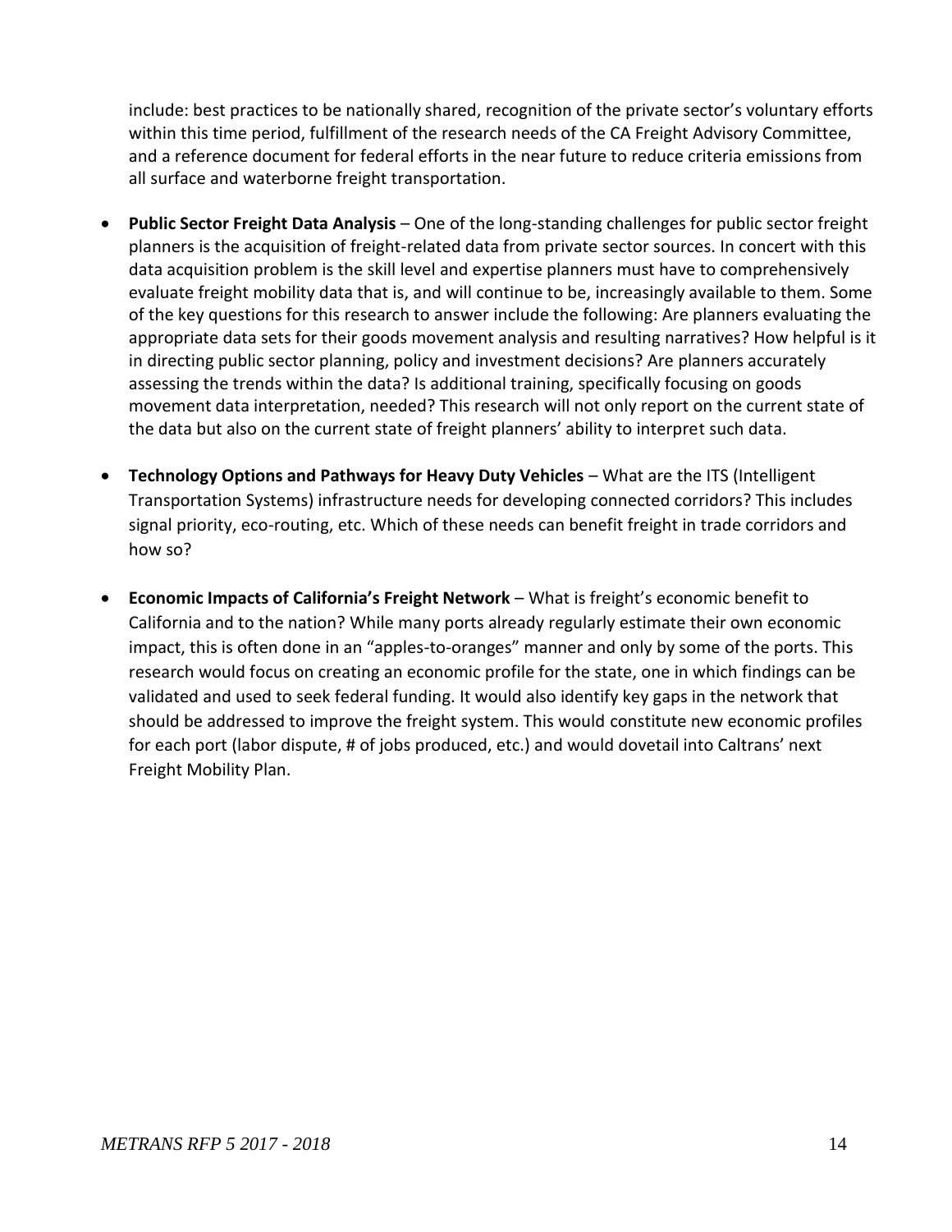include: best practices to be nationally shared, recognition of the private sector's voluntary efforts within this time period, fulfillment of the research needs of the CA Freight Advisory Committee, and a reference document for federal efforts in the near future to reduce criteria emissions from all surface and waterborne freight transportation.

- **Public Sector Freight Data Analysis** – One of the long-standing challenges for public sector freight planners is the acquisition of freight-related data from private sector sources. In concert with this data acquisition problem is the skill level and expertise planners must have to comprehensively evaluate freight mobility data that is, and will continue to be, increasingly available to them. Some of the key questions for this research to answer include the following: Are planners evaluating the appropriate data sets for their goods movement analysis and resulting narratives? How helpful is it in directing public sector planning, policy and investment decisions? Are planners accurately assessing the trends within the data? Is additional training, specifically focusing on goods movement data interpretation, needed? This research will not only report on the current state of the data but also on the current state of freight planners' ability to interpret such data.

- **Technology Options and Pathways for Heavy Duty Vehicles** – What are the ITS (Intelligent Transportation Systems) infrastructure needs for developing connected corridors? This includes signal priority, eco-routing, etc. Which of these needs can benefit freight in trade corridors and how so?

- **Economic Impacts of California's Freight Network** – What is freight's economic benefit to California and to the nation? While many ports already regularly estimate their own economic impact, this is often done in an "apples-to-oranges" manner and only by some of the ports. This research would focus on creating an economic profile for the state, one in which findings can be validated and used to seek federal funding. It would also identify key gaps in the network that should be addressed to improve the freight system. This would constitute new economic profiles for each port (labor dispute, # of jobs produced, etc.) and would dovetail into Caltrans' next Freight Mobility Plan.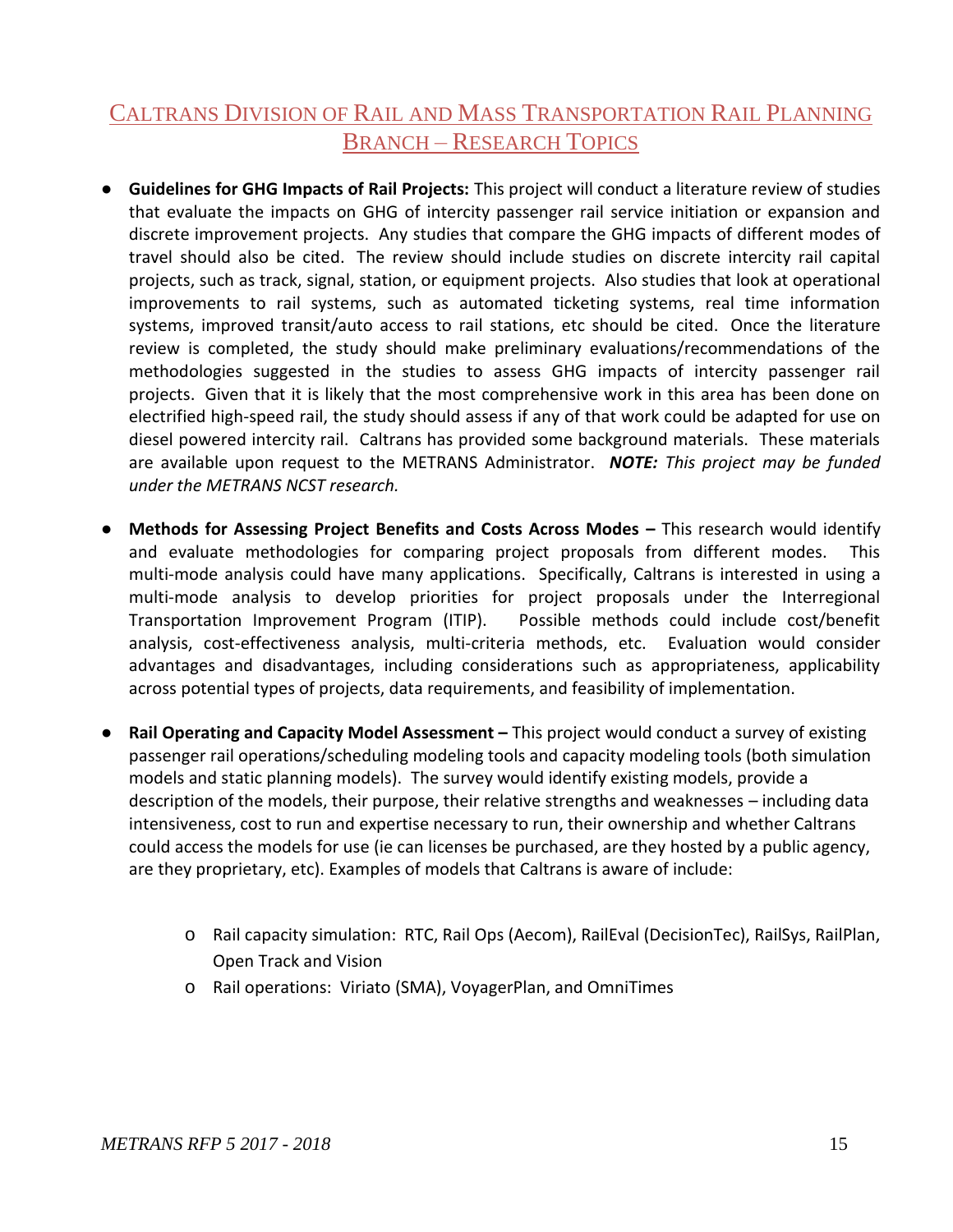## Caltrans Division of Rail and Mass Transportation Rail Planning Branch – Research Topics

- **Guidelines for GHG Impacts of Rail Projects:** This project will conduct a literature review of studies that evaluate the impacts on GHG of intercity passenger rail service initiation or expansion and discrete improvement projects. Any studies that compare the GHG impacts of different modes of travel should also be cited. The review should include studies on discrete intercity rail capital projects, such as track, signal, station, or equipment projects. Also studies that look at operational improvements to rail systems, such as automated ticketing systems, real time information systems, improved transit/auto access to rail stations, etc should be cited. Once the literature review is completed, the study should make preliminary evaluations/recommendations of the methodologies suggested in the studies to assess GHG impacts of intercity passenger rail projects. Given that it is likely that the most comprehensive work in this area has been done on electrified high-speed rail, the study should assess if any of that work could be adapted for use on diesel powered intercity rail. Caltrans has provided some background materials. These materials are available upon request to the METRANS Administrator. ***NOTE:*** *This project may be funded under the METRANS NCST research.*

- **Methods for Assessing Project Benefits and Costs Across Modes –** This research would identify and evaluate methodologies for comparing project proposals from different modes. This multi-mode analysis could have many applications. Specifically, Caltrans is interested in using a multi-mode analysis to develop priorities for project proposals under the Interregional Transportation Improvement Program (ITIP). Possible methods could include cost/benefit analysis, cost-effectiveness analysis, multi-criteria methods, etc. Evaluation would consider advantages and disadvantages, including considerations such as appropriateness, applicability across potential types of projects, data requirements, and feasibility of implementation.

- **Rail Operating and Capacity Model Assessment –** This project would conduct a survey of existing passenger rail operations/scheduling modeling tools and capacity modeling tools (both simulation models and static planning models). The survey would identify existing models, provide a description of the models, their purpose, their relative strengths and weaknesses – including data intensiveness, cost to run and expertise necessary to run, their ownership and whether Caltrans could access the models for use (ie can licenses be purchased, are they hosted by a public agency, are they proprietary, etc). Examples of models that Caltrans is aware of include:

    - Rail capacity simulation: RTC, Rail Ops (Aecom), RailEval (DecisionTec), RailSys, RailPlan, Open Track and Vision
    - Rail operations: Viriato (SMA), VoyagerPlan, and OmniTimes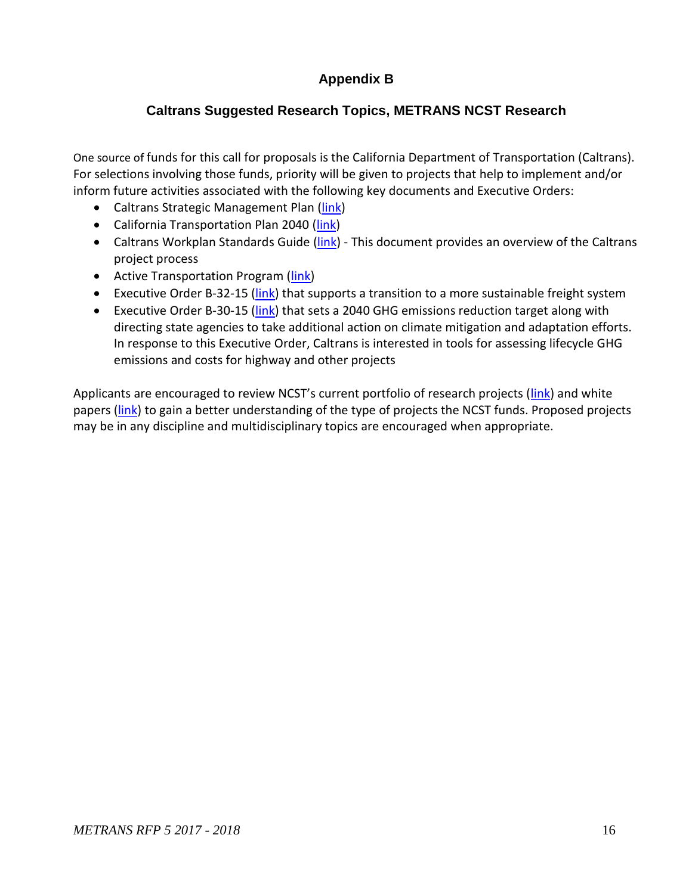# Appendix B

## Caltrans Suggested Research Topics, METRANS NCST Research

One source of funds for this call for proposals is the California Department of Transportation (Caltrans). For selections involving those funds, priority will be given to projects that help to implement and/or inform future activities associated with the following key documents and Executive Orders:

- Caltrans Strategic Management Plan (link)
- California Transportation Plan 2040 (link)
- Caltrans Workplan Standards Guide (link) - This document provides an overview of the Caltrans project process
- Active Transportation Program (link)
- Executive Order B-32-15 (link) that supports a transition to a more sustainable freight system
- Executive Order B-30-15 (link) that sets a 2040 GHG emissions reduction target along with directing state agencies to take additional action on climate mitigation and adaptation efforts. In response to this Executive Order, Caltrans is interested in tools for assessing lifecycle GHG emissions and costs for highway and other projects

Applicants are encouraged to review NCST's current portfolio of research projects (link) and white papers (link) to gain a better understanding of the type of projects the NCST funds. Proposed projects may be in any discipline and multidisciplinary topics are encouraged when appropriate.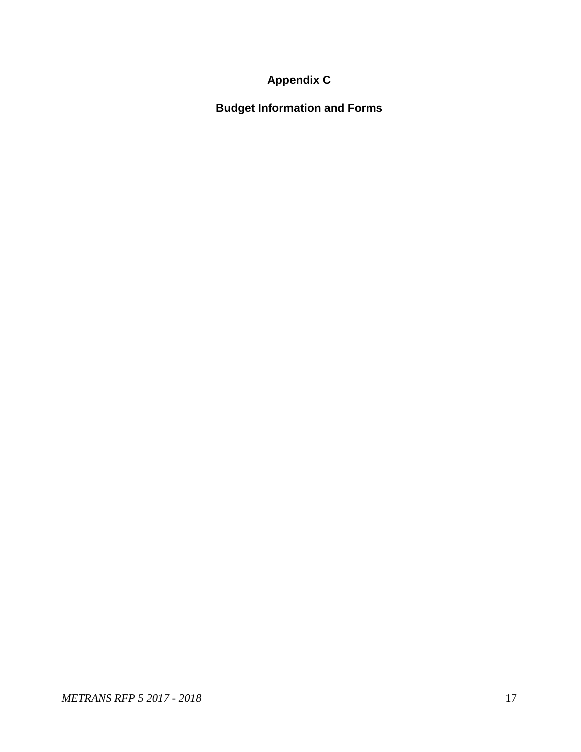# Appendix C

## Budget Information and Forms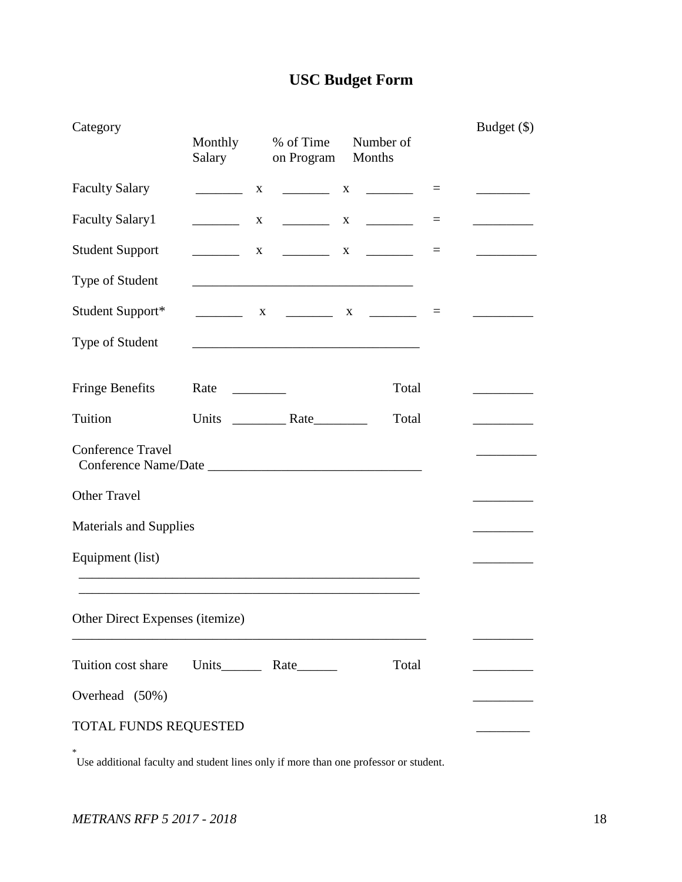# USC Budget Form

| Category | Monthly Salary | | % of Time on Program | | Number of Months | | Budget ($) |
|---|---|---|---|---|---|---|---|
| Faculty Salary | _______ | x | _______ | x | _______ | = | ________ |
| Faculty Salary1 | _______ | x | _______ | x | _______ | = | _________ |
| Student Support | _______ | x | _______ | x | _______ | = | _________ |
| Type of Student | _________________________________ | | | | | | |
| Student Support* | _______ | x | _______ | x | _______ | = | _________ |
| Type of Student | __________________________________ | | | | | | |
| Fringe Benefits | Rate ________ | | | | Total | | _________ |
| Tuition | Units ________ Rate________ | | | | Total | | _________ |
| Conference Travel<br>Conference Name/Date _______________________________ | | | | | | | _________ |
| Other Travel | | | | | | | _________ |
| Materials and Supplies | | | | | | | _________ |
| Equipment (list)<br>_____________________________________________________<br>_____________________________________________________ | | | | | | | _________ |
| Other Direct Expenses (itemize)<br>_______________________________________________________ | | | | | | | _________ |
| Tuition cost share | Units______ Rate______ | | | | Total | | _________ |
| Overhead (50%) | | | | | | | _________ |
| TOTAL FUNDS REQUESTED | | | | | | | ________ |

* Use additional faculty and student lines only if more than one professor or student.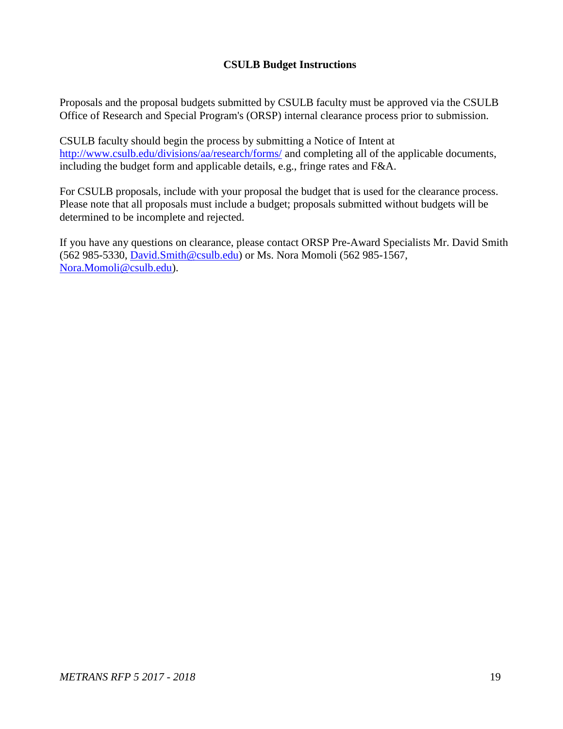## CSULB Budget Instructions

Proposals and the proposal budgets submitted by CSULB faculty must be approved via the CSULB Office of Research and Special Program's (ORSP) internal clearance process prior to submission.

CSULB faculty should begin the process by submitting a Notice of Intent at http://www.csulb.edu/divisions/aa/research/forms/ and completing all of the applicable documents, including the budget form and applicable details, e.g., fringe rates and F&A.

For CSULB proposals, include with your proposal the budget that is used for the clearance process. Please note that all proposals must include a budget; proposals submitted without budgets will be determined to be incomplete and rejected.

If you have any questions on clearance, please contact ORSP Pre-Award Specialists Mr. David Smith (562 985-5330, David.Smith@csulb.edu) or Ms. Nora Momoli (562 985-1567, Nora.Momoli@csulb.edu).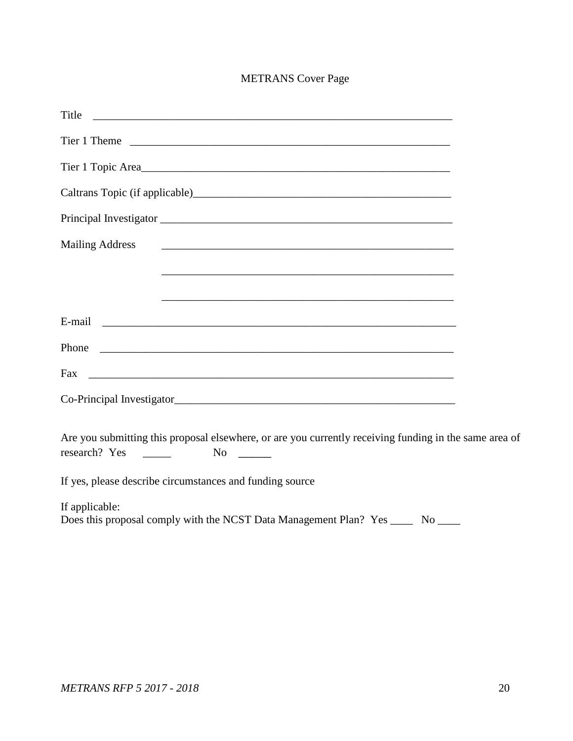# METRANS Cover Page

Title ___________________________________________________________________

Tier 1 Theme ____________________________________________________________

Tier 1 Topic Area_________________________________________________________

Caltrans Topic (if applicable)_______________________________________________

Principal Investigator _____________________________________________________

Mailing Address _________________________________________________________

_________________________________________________________

_________________________________________________________

E-mail __________________________________________________________________

Phone __________________________________________________________________

Fax ____________________________________________________________________

Co-Principal Investigator___________________________________________________

Are you submitting this proposal elsewhere, or are you currently receiving funding in the same area of research? Yes _____ No ______

If yes, please describe circumstances and funding source

If applicable:
Does this proposal comply with the NCST Data Management Plan? Yes ____ No ____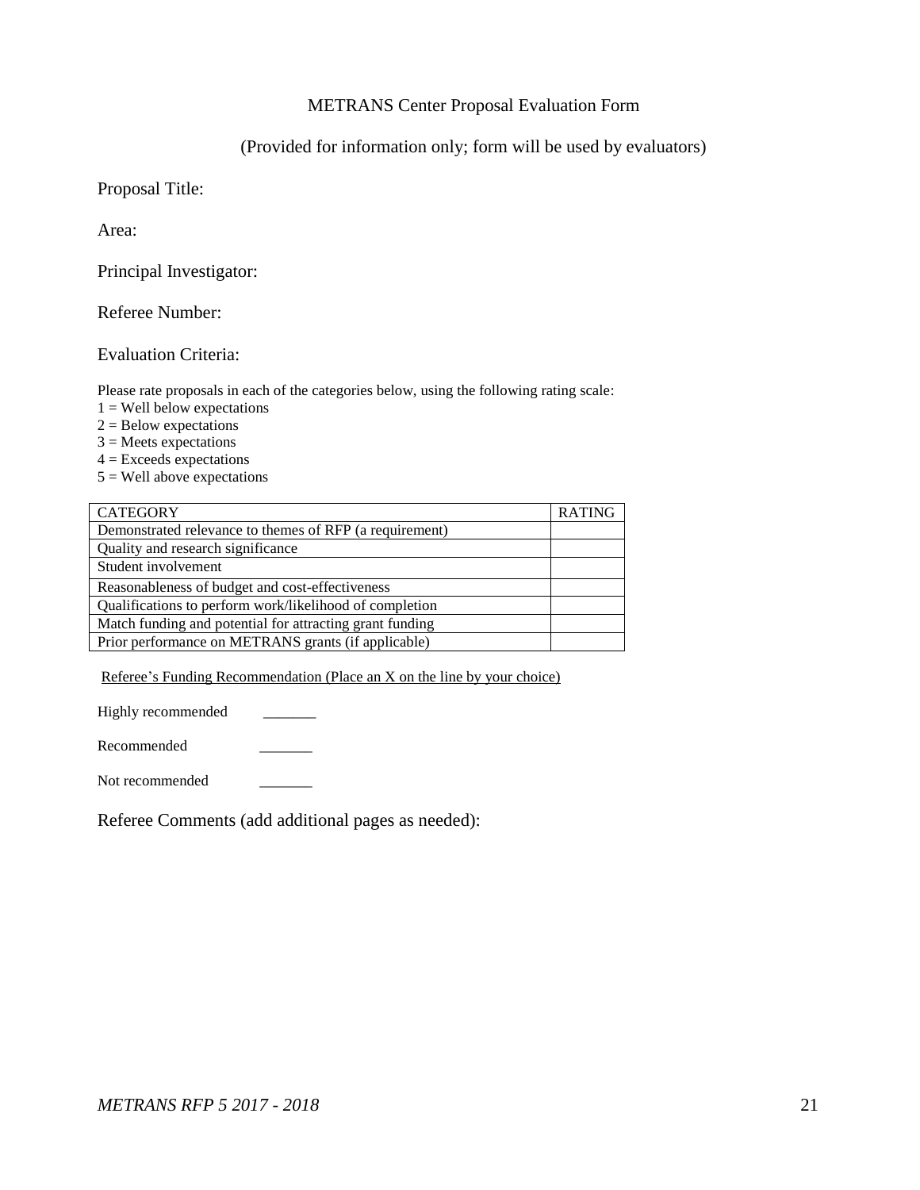# METRANS Center Proposal Evaluation Form

(Provided for information only; form will be used by evaluators)

Proposal Title:

Area:

Principal Investigator:

Referee Number:

Evaluation Criteria:

Please rate proposals in each of the categories below, using the following rating scale:

1 = Well below expectations
2 = Below expectations
3 = Meets expectations
4 = Exceeds expectations
5 = Well above expectations

| CATEGORY | RATING |
|---|---|
| Demonstrated relevance to themes of RFP (a requirement) | |
| Quality and research significance | |
| Student involvement | |
| Reasonableness of budget and cost-effectiveness | |
| Qualifications to perform work/likelihood of completion | |
| Match funding and potential for attracting grant funding | |
| Prior performance on METRANS grants (if applicable) | |

Referee's Funding Recommendation (Place an X on the line by your choice)

Highly recommended _______

Recommended _______

Not recommended _______

Referee Comments (add additional pages as needed):